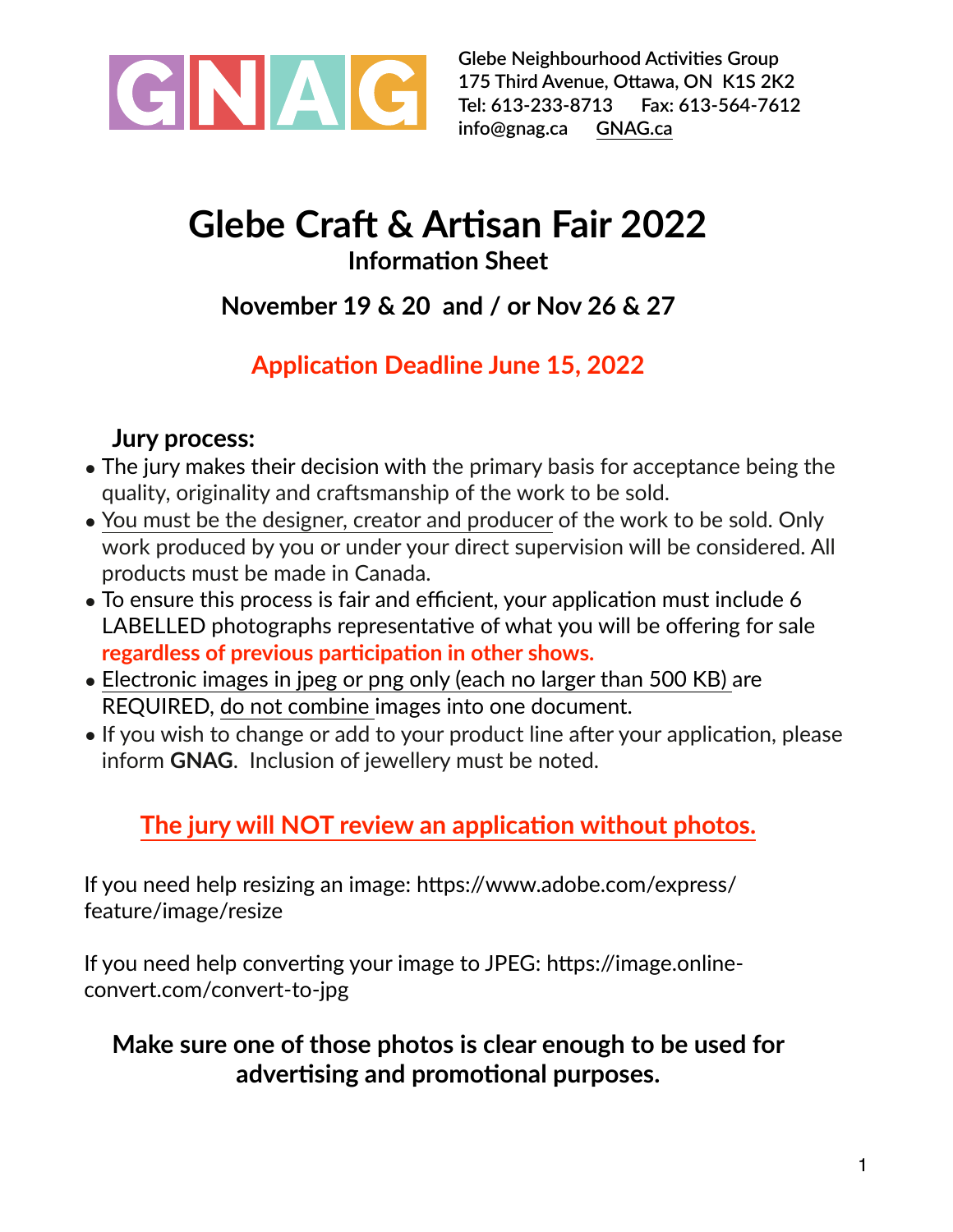GNAG

Glebe Neighbourhood Activities Group
175 Third Avenue, Ottawa, ON K1S 2K2
Tel: 613-233-8713 Fax: 613-564-7612
info@gnag.ca GNAG.ca

# Glebe Craft & Artisan Fair 2022

## Information Sheet

## November 19 & 20 and / or Nov 26 & 27

## Application Deadline June 15, 2022

### Jury process:

- The jury makes their decision with the primary basis for acceptance being the quality, originality and craftsmanship of the work to be sold.
- You must be the designer, creator and producer of the work to be sold. Only work produced by you or under your direct supervision will be considered. All products must be made in Canada.
- To ensure this process is fair and efficient, your application must include 6 LABELLED photographs representative of what you will be offering for sale **regardless of previous participation in other shows.**
- Electronic images in jpeg or png only (each no larger than 500 KB) are REQUIRED, do not combine images into one document.
- If you wish to change or add to your product line after your application, please inform **GNAG**. Inclusion of jewellery must be noted.

**The jury will NOT review an application without photos.**

If you need help resizing an image: https://www.adobe.com/express/feature/image/resize

If you need help converting your image to JPEG: https://image.online-convert.com/convert-to-jpg

**Make sure one of those photos is clear enough to be used for advertising and promotional purposes.**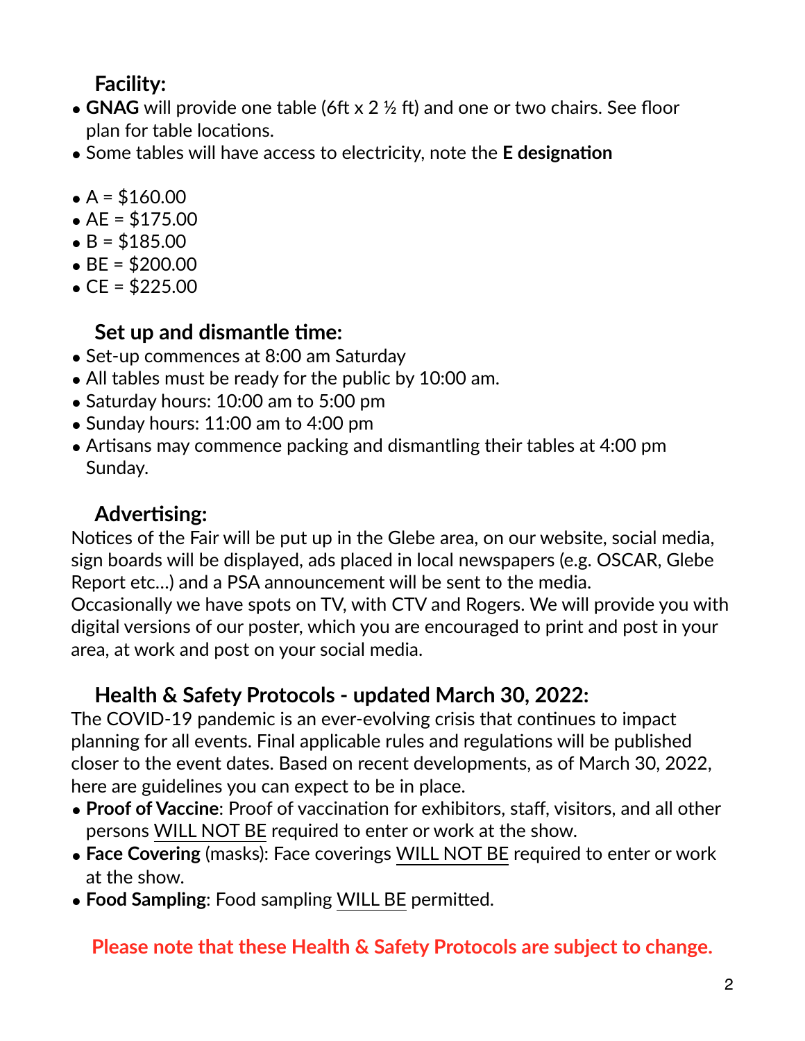## Facility:

- **GNAG** will provide one table (6ft x 2 ½ ft) and one or two chairs. See floor plan for table locations.
- Some tables will have access to electricity, note the **E designation**

- A = $160.00
- AE = $175.00
- B = $185.00
- BE = $200.00
- CE = $225.00

## Set up and dismantle time:

- Set-up commences at 8:00 am Saturday
- All tables must be ready for the public by 10:00 am.
- Saturday hours: 10:00 am to 5:00 pm
- Sunday hours: 11:00 am to 4:00 pm
- Artisans may commence packing and dismantling their tables at 4:00 pm Sunday.

## Advertising:

Notices of the Fair will be put up in the Glebe area, on our website, social media, sign boards will be displayed, ads placed in local newspapers (e.g. OSCAR, Glebe Report etc…) and a PSA announcement will be sent to the media.
Occasionally we have spots on TV, with CTV and Rogers. We will provide you with digital versions of our poster, which you are encouraged to print and post in your area, at work and post on your social media.

## Health & Safety Protocols - updated March 30, 2022:

The COVID-19 pandemic is an ever-evolving crisis that continues to impact planning for all events. Final applicable rules and regulations will be published closer to the event dates. Based on recent developments, as of March 30, 2022, here are guidelines you can expect to be in place.

- **Proof of Vaccine**: Proof of vaccination for exhibitors, staff, visitors, and all other persons WILL NOT BE required to enter or work at the show.
- **Face Covering** (masks): Face coverings WILL NOT BE required to enter or work at the show.
- **Food Sampling**: Food sampling WILL BE permitted.

**Please note that these Health & Safety Protocols are subject to change.**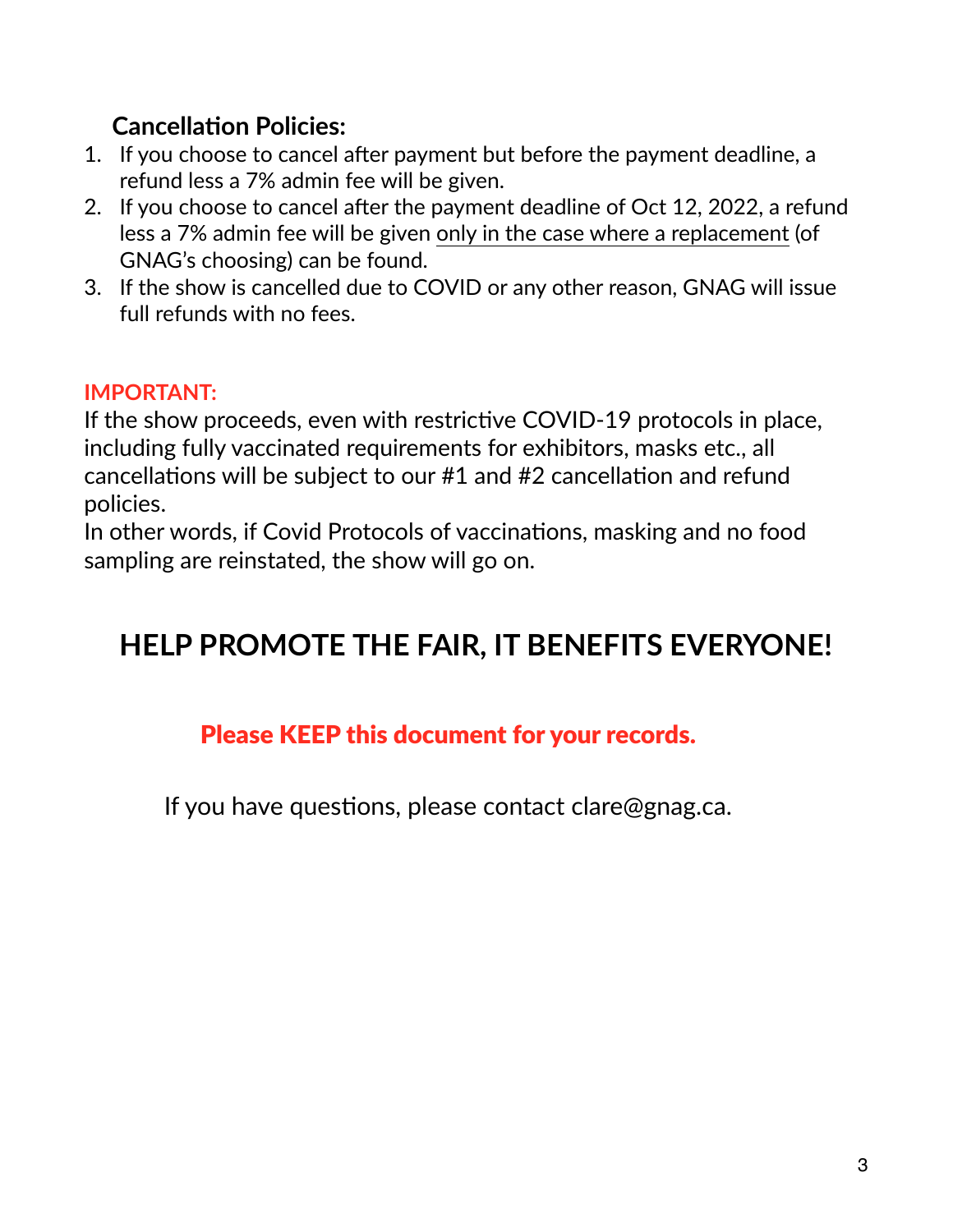### Cancellation Policies:

1. If you choose to cancel after payment but before the payment deadline, a refund less a 7% admin fee will be given.
2. If you choose to cancel after the payment deadline of Oct 12, 2022, a refund less a 7% admin fee will be given only in the case where a replacement (of GNAG's choosing) can be found.
3. If the show is cancelled due to COVID or any other reason, GNAG will issue full refunds with no fees.

**IMPORTANT:**

If the show proceeds, even with restrictive COVID-19 protocols in place, including fully vaccinated requirements for exhibitors, masks etc., all cancellations will be subject to our #1 and #2 cancellation and refund policies.
In other words, if Covid Protocols of vaccinations, masking and no food sampling are reinstated, the show will go on.

## HELP PROMOTE THE FAIR, IT BENEFITS EVERYONE!

**Please KEEP this document for your records.**

If you have questions, please contact clare@gnag.ca.